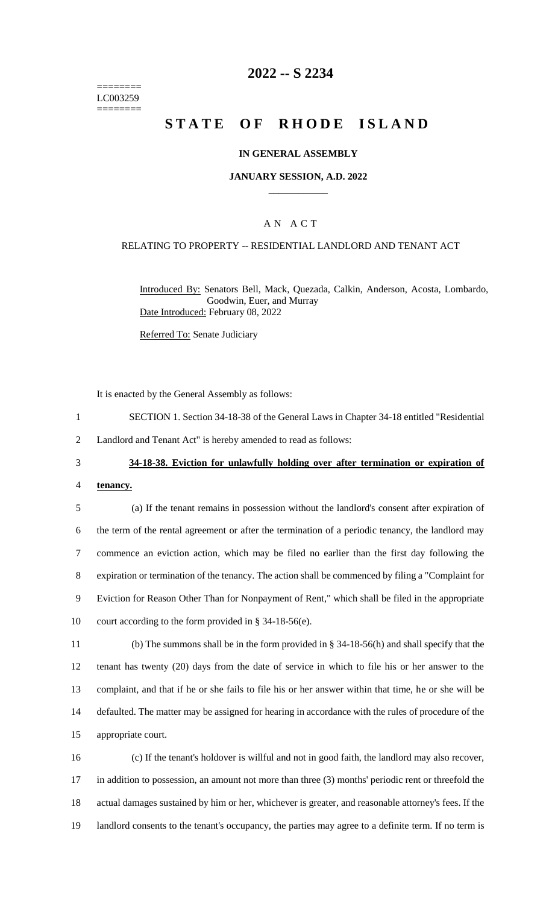========
LC003259
========

# 2022 -- S 2234

# STATE OF RHODE ISLAND

### IN GENERAL ASSEMBLY

### JANUARY SESSION, A.D. 2022

### A N A C T

RELATING TO PROPERTY -- RESIDENTIAL LANDLORD AND TENANT ACT

Introduced By: Senators Bell, Mack, Quezada, Calkin, Anderson, Acosta, Lombardo, Goodwin, Euer, and Murray

Date Introduced: February 08, 2022

Referred To: Senate Judiciary

It is enacted by the General Assembly as follows:

1 SECTION 1. Section 34-18-38 of the General Laws in Chapter 34-18 entitled "Residential
2 Landlord and Tenant Act" is hereby amended to read as follows:

3 **34-18-38. Eviction for unlawfully holding over after termination or expiration of**
4 **tenancy.**

5 (a) If the tenant remains in possession without the landlord's consent after expiration of
6 the term of the rental agreement or after the termination of a periodic tenancy, the landlord may
7 commence an eviction action, which may be filed no earlier than the first day following the
8 expiration or termination of the tenancy. The action shall be commenced by filing a "Complaint for
9 Eviction for Reason Other Than for Nonpayment of Rent," which shall be filed in the appropriate
10 court according to the form provided in § 34-18-56(e).

11 (b) The summons shall be in the form provided in § 34-18-56(h) and shall specify that the
12 tenant has twenty (20) days from the date of service in which to file his or her answer to the
13 complaint, and that if he or she fails to file his or her answer within that time, he or she will be
14 defaulted. The matter may be assigned for hearing in accordance with the rules of procedure of the
15 appropriate court.

16 (c) If the tenant's holdover is willful and not in good faith, the landlord may also recover,
17 in addition to possession, an amount not more than three (3) months' periodic rent or threefold the
18 actual damages sustained by him or her, whichever is greater, and reasonable attorney's fees. If the
19 landlord consents to the tenant's occupancy, the parties may agree to a definite term. If no term is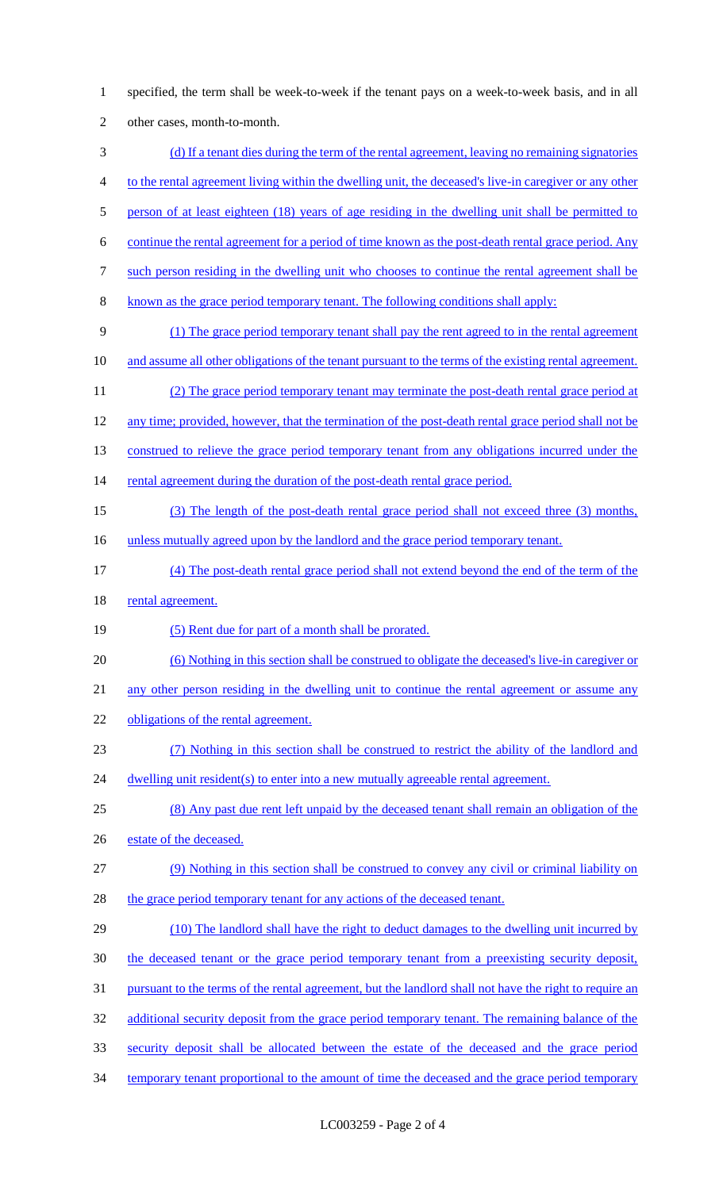specified, the term shall be week-to-week if the tenant pays on a week-to-week basis, and in all other cases, month-to-month.

(d) If a tenant dies during the term of the rental agreement, leaving no remaining signatories to the rental agreement living within the dwelling unit, the deceased's live-in caregiver or any other person of at least eighteen (18) years of age residing in the dwelling unit shall be permitted to continue the rental agreement for a period of time known as the post-death rental grace period. Any such person residing in the dwelling unit who chooses to continue the rental agreement shall be known as the grace period temporary tenant. The following conditions shall apply:

(1) The grace period temporary tenant shall pay the rent agreed to in the rental agreement and assume all other obligations of the tenant pursuant to the terms of the existing rental agreement.

(2) The grace period temporary tenant may terminate the post-death rental grace period at any time; provided, however, that the termination of the post-death rental grace period shall not be construed to relieve the grace period temporary tenant from any obligations incurred under the rental agreement during the duration of the post-death rental grace period.

(3) The length of the post-death rental grace period shall not exceed three (3) months, unless mutually agreed upon by the landlord and the grace period temporary tenant.

(4) The post-death rental grace period shall not extend beyond the end of the term of the rental agreement.

(5) Rent due for part of a month shall be prorated.

(6) Nothing in this section shall be construed to obligate the deceased's live-in caregiver or any other person residing in the dwelling unit to continue the rental agreement or assume any obligations of the rental agreement.

(7) Nothing in this section shall be construed to restrict the ability of the landlord and dwelling unit resident(s) to enter into a new mutually agreeable rental agreement.

(8) Any past due rent left unpaid by the deceased tenant shall remain an obligation of the estate of the deceased.

(9) Nothing in this section shall be construed to convey any civil or criminal liability on the grace period temporary tenant for any actions of the deceased tenant.

(10) The landlord shall have the right to deduct damages to the dwelling unit incurred by the deceased tenant or the grace period temporary tenant from a preexisting security deposit, pursuant to the terms of the rental agreement, but the landlord shall not have the right to require an additional security deposit from the grace period temporary tenant. The remaining balance of the security deposit shall be allocated between the estate of the deceased and the grace period temporary tenant proportional to the amount of time the deceased and the grace period temporary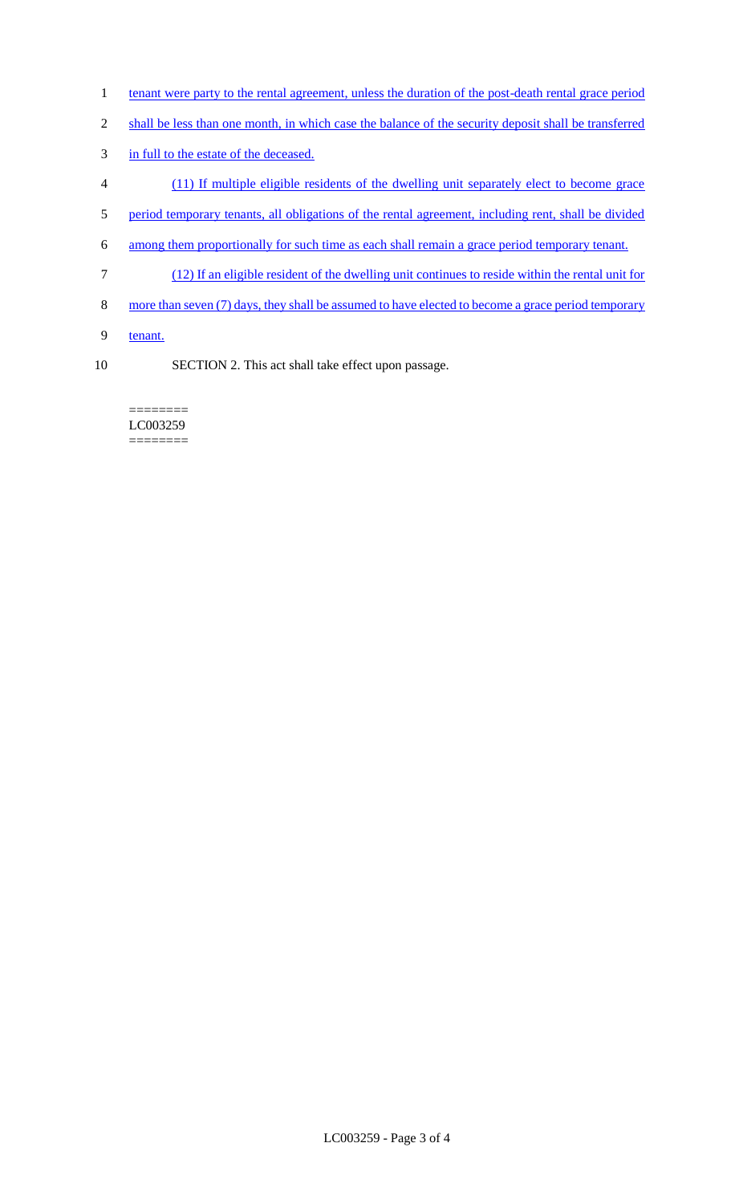tenant were party to the rental agreement, unless the duration of the post-death rental grace period shall be less than one month, in which case the balance of the security deposit shall be transferred in full to the estate of the deceased.

(11) If multiple eligible residents of the dwelling unit separately elect to become grace period temporary tenants, all obligations of the rental agreement, including rent, shall be divided among them proportionally for such time as each shall remain a grace period temporary tenant.

(12) If an eligible resident of the dwelling unit continues to reside within the rental unit for more than seven (7) days, they shall be assumed to have elected to become a grace period temporary tenant.

SECTION 2. This act shall take effect upon passage.

========
LC003259
========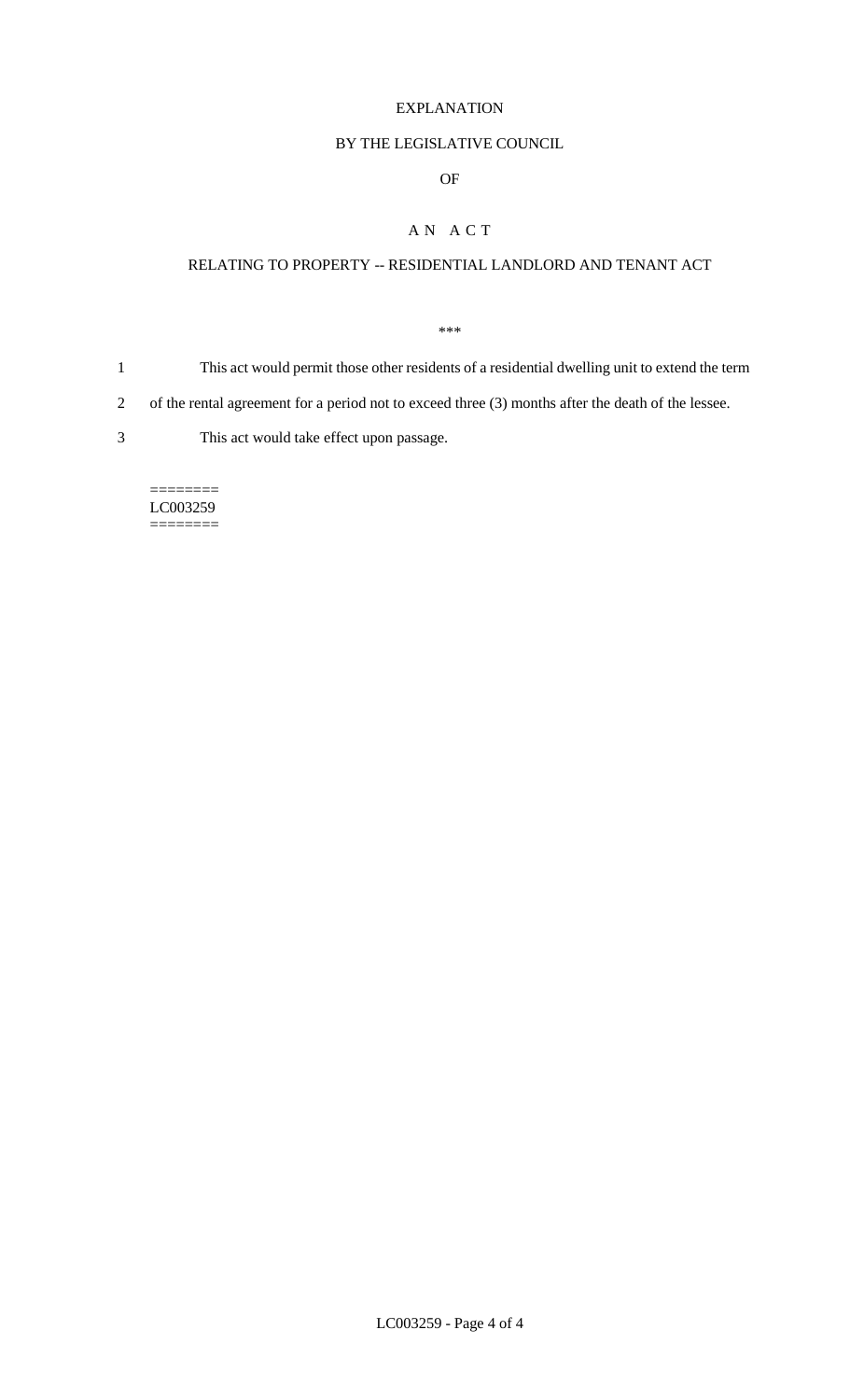EXPLANATION

BY THE LEGISLATIVE COUNCIL

OF

# A N A C T

## RELATING TO PROPERTY -- RESIDENTIAL LANDLORD AND TENANT ACT

***

1 This act would permit those other residents of a residential dwelling unit to extend the term
2 of the rental agreement for a period not to exceed three (3) months after the death of the lessee.
3 This act would take effect upon passage.

========
LC003259
========